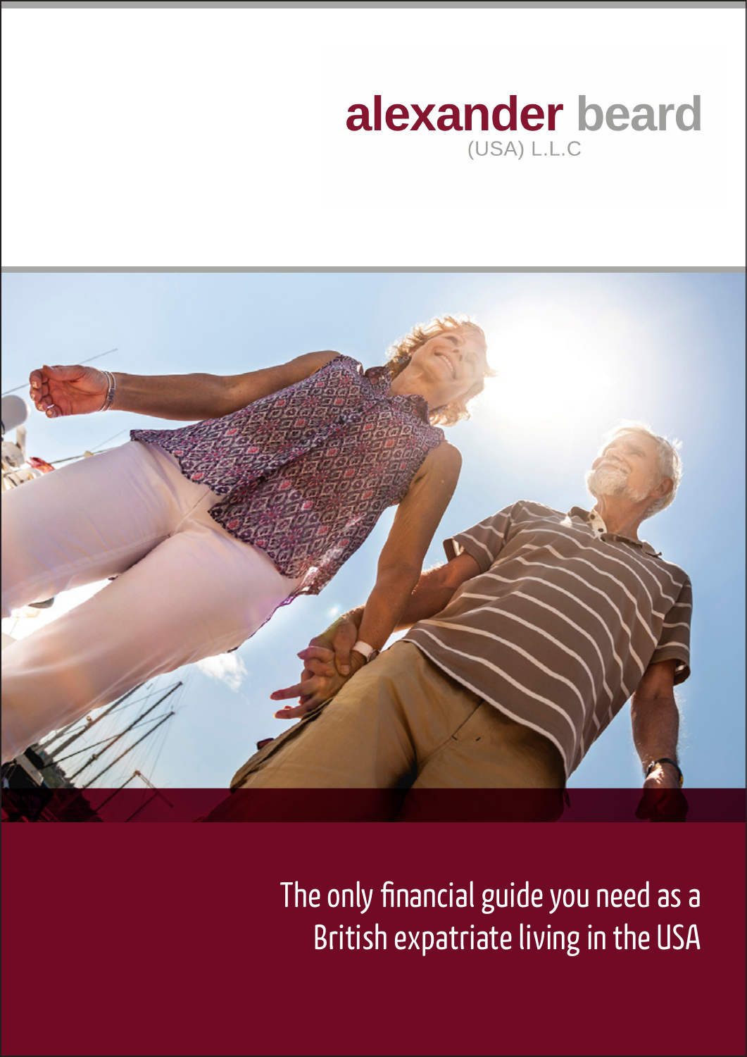alexander beard
(USA) L.L.C

# The only financial guide you need as a British expatriate living in the USA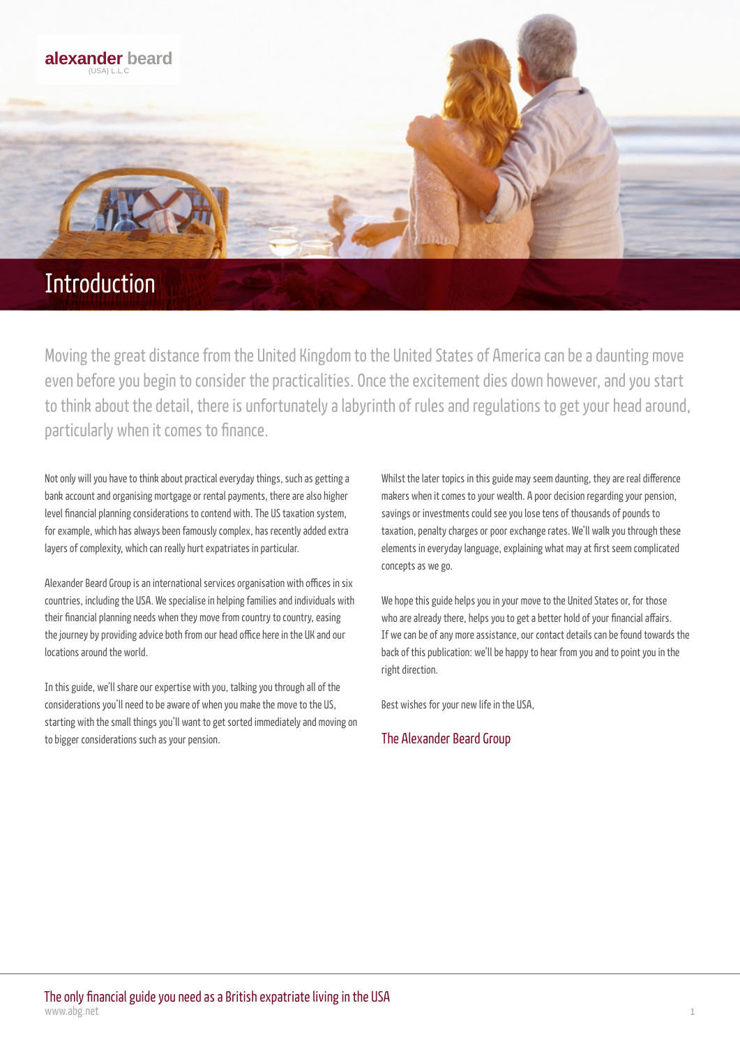# Introduction

Moving the great distance from the United Kingdom to the United States of America can be a daunting move even before you begin to consider the practicalities. Once the excitement dies down however, and you start to think about the detail, there is unfortunately a labyrinth of rules and regulations to get your head around, particularly when it comes to finance.

Not only will you have to think about practical everyday things, such as getting a bank account and organising mortgage or rental payments, there are also higher level financial planning considerations to contend with. The US taxation system, for example, which has always been famously complex, has recently added extra layers of complexity, which can really hurt expatriates in particular.

Alexander Beard Group is an international services organisation with offices in six countries, including the USA. We specialise in helping families and individuals with their financial planning needs when they move from country to country, easing the journey by providing advice both from our head office here in the UK and our locations around the world.

In this guide, we'll share our expertise with you, talking you through all of the considerations you'll need to be aware of when you make the move to the US, starting with the small things you'll want to get sorted immediately and moving on to bigger considerations such as your pension.

Whilst the later topics in this guide may seem daunting, they are real difference makers when it comes to your wealth. A poor decision regarding your pension, savings or investments could see you lose tens of thousands of pounds to taxation, penalty charges or poor exchange rates. We'll walk you through these elements in everyday language, explaining what may at first seem complicated concepts as we go.

We hope this guide helps you in your move to the United States or, for those who are already there, helps you to get a better hold of your financial affairs. If we can be of any more assistance, our contact details can be found towards the back of this publication: we'll be happy to hear from you and to point you in the right direction.

Best wishes for your new life in the USA,

The Alexander Beard Group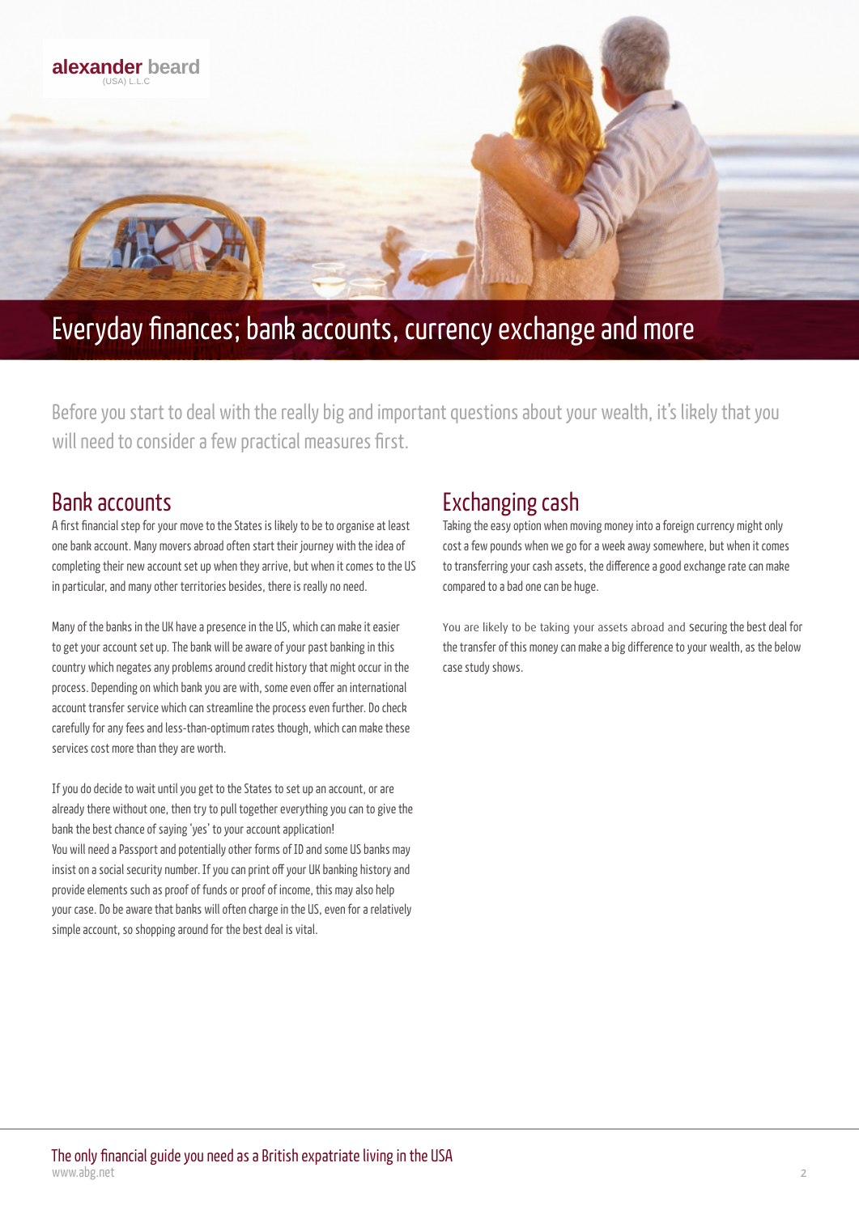# Everyday finances; bank accounts, currency exchange and more

Before you start to deal with the really big and important questions about your wealth, it's likely that you will need to consider a few practical measures first.

## Bank accounts

A first financial step for your move to the States is likely to be to organise at least one bank account. Many movers abroad often start their journey with the idea of completing their new account set up when they arrive, but when it comes to the US in particular, and many other territories besides, there is really no need.

Many of the banks in the UK have a presence in the US, which can make it easier to get your account set up. The bank will be aware of your past banking in this country which negates any problems around credit history that might occur in the process. Depending on which bank you are with, some even offer an international account transfer service which can streamline the process even further. Do check carefully for any fees and less-than-optimum rates though, which can make these services cost more than they are worth.

If you do decide to wait until you get to the States to set up an account, or are already there without one, then try to pull together everything you can to give the bank the best chance of saying 'yes' to your account application!
You will need a Passport and potentially other forms of ID and some US banks may insist on a social security number. If you can print off your UK banking history and provide elements such as proof of funds or proof of income, this may also help your case. Do be aware that banks will often charge in the US, even for a relatively simple account, so shopping around for the best deal is vital.

## Exchanging cash

Taking the easy option when moving money into a foreign currency might only cost a few pounds when we go for a week away somewhere, but when it comes to transferring your cash assets, the difference a good exchange rate can make compared to a bad one can be huge.

You are likely to be taking your assets abroad and securing the best deal for the transfer of this money can make a big difference to your wealth, as the below case study shows.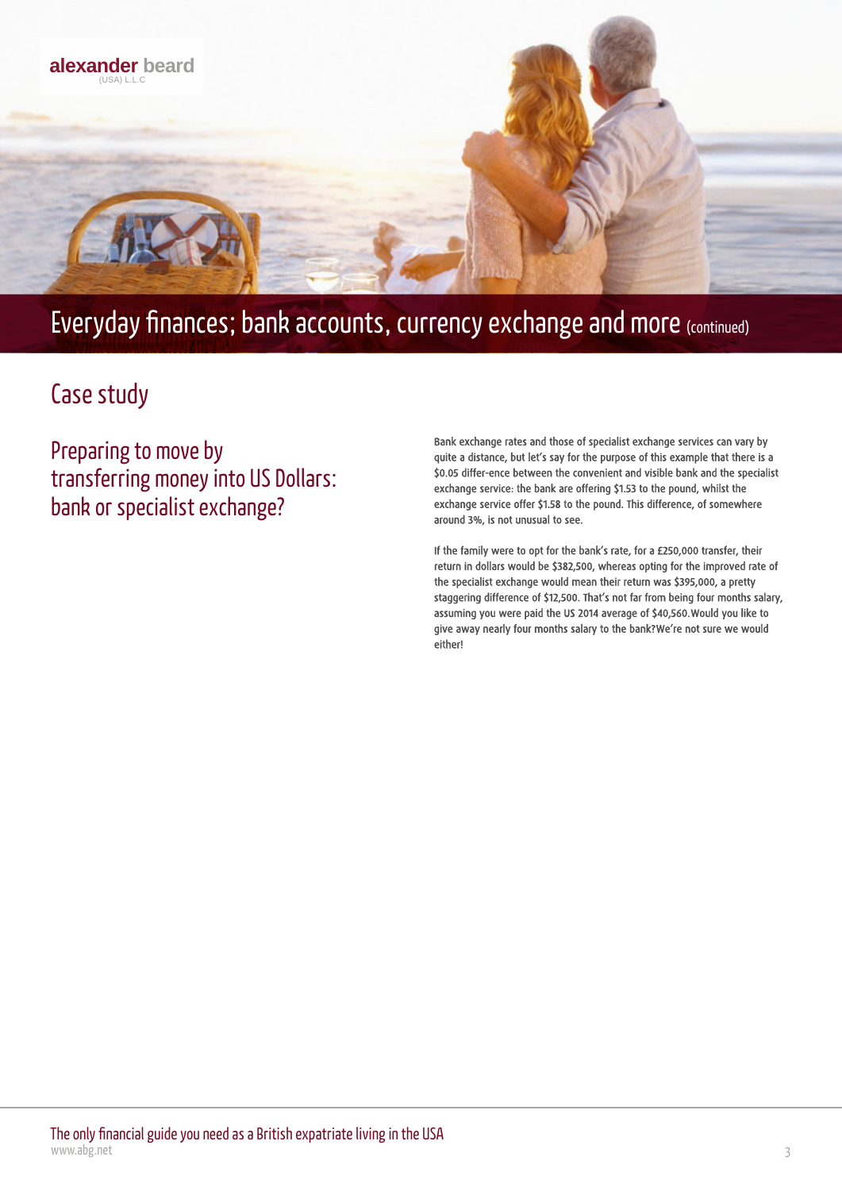# Everyday finances; bank accounts, currency exchange and more (continued)

## Case study

### Preparing to move by transferring money into US Dollars: bank or specialist exchange?

Bank exchange rates and those of specialist exchange services can vary by quite a distance, but let's say for the purpose of this example that there is a $0.05 differ-ence between the convenient and visible bank and the specialist exchange service: the bank are offering $1.53 to the pound, whilst the exchange service offer $1.58 to the pound. This difference, of somewhere around 3%, is not unusual to see.

If the family were to opt for the bank's rate, for a £250,000 transfer, their return in dollars would be $382,500, whereas opting for the improved rate of the specialist exchange would mean their return was $395,000, a pretty staggering difference of $12,500. That's not far from being four months salary, assuming you were paid the US 2014 average of $40,560.Would you like to give away nearly four months salary to the bank?We're not sure we would either!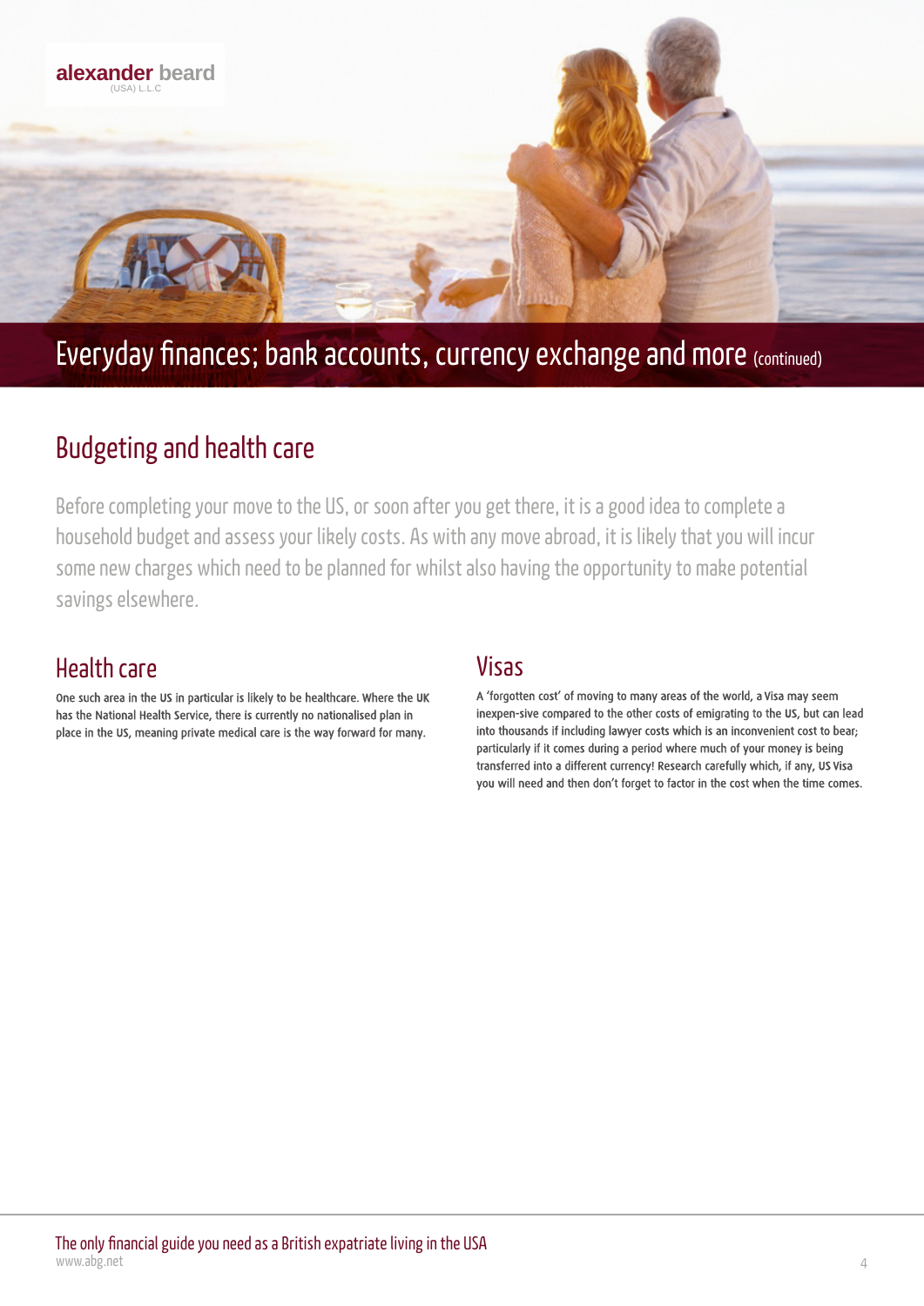# Everyday finances; bank accounts, currency exchange and more (continued)

## Budgeting and health care

Before completing your move to the US, or soon after you get there, it is a good idea to complete a household budget and assess your likely costs. As with any move abroad, it is likely that you will incur some new charges which need to be planned for whilst also having the opportunity to make potential savings elsewhere.

### Health care

One such area in the US in particular is likely to be healthcare. Where the UK has the National Health Service, there is currently no nationalised plan in place in the US, meaning private medical care is the way forward for many.

### Visas

A 'forgotten cost' of moving to many areas of the world, a Visa may seem inexpen-sive compared to the other costs of emigrating to the US, but can lead into thousands if including lawyer costs which is an inconvenient cost to bear; particularly if it comes during a period where much of your money is being transferred into a different currency! Research carefully which, if any, US Visa you will need and then don't forget to factor in the cost when the time comes.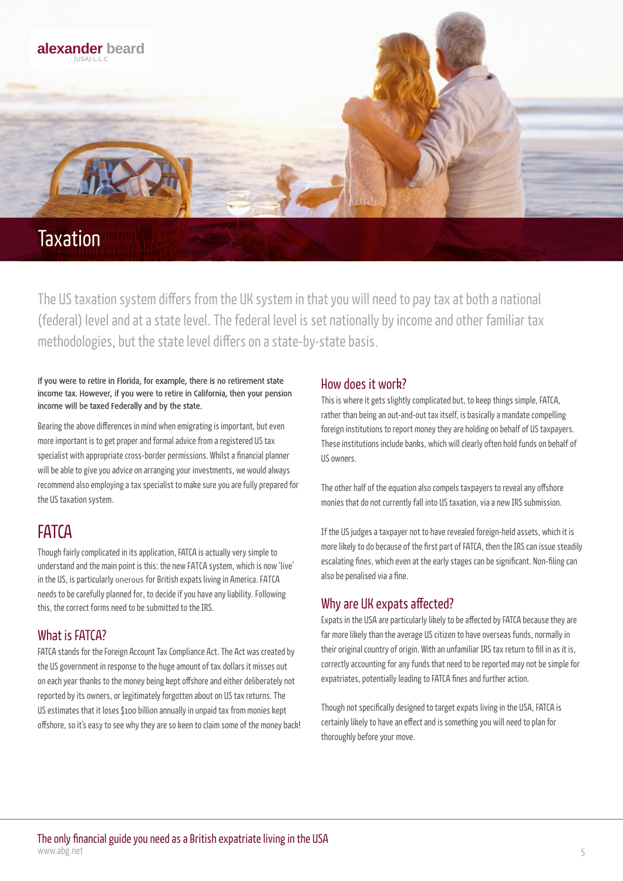// Page 6 of 10
# Taxation

The US taxation system differs from the UK system in that you will need to pay tax at both a national (federal) level and at a state level. The federal level is set nationally by income and other familiar tax methodologies, but the state level differs on a state-by-state basis.

**If you were to retire in Florida, for example, there is no retirement state income tax. However, if you were to retire in California, then your pension income will be taxed Federally and by the state.**

Bearing the above differences in mind when emigrating is important, but even more important is to get proper and formal advice from a registered US tax specialist with appropriate cross-border permissions. Whilst a financial planner will be able to give you advice on arranging your investments, we would always recommend also employing a tax specialist to make sure you are fully prepared for the US taxation system.

## FATCA

Though fairly complicated in its application, FATCA is actually very simple to understand and the main point is this: the new FATCA system, which is now 'live' in the US, is particularly onerous for British expats living in America. FATCA needs to be carefully planned for, to decide if you have any liability. Following this, the correct forms need to be submitted to the IRS.

### What is FATCA?

FATCA stands for the Foreign Account Tax Compliance Act. The Act was created by the US government in response to the huge amount of tax dollars it misses out on each year thanks to the money being kept offshore and either deliberately not reported by its owners, or legitimately forgotten about on US tax returns. The US estimates that it loses $100 billion annually in unpaid tax from monies kept offshore, so it's easy to see why they are so keen to claim some of the money back!

### How does it work?

This is where it gets slightly complicated but, to keep things simple, FATCA, rather than being an out-and-out tax itself, is basically a mandate compelling foreign institutions to report money they are holding on behalf of US taxpayers. These institutions include banks, which will clearly often hold funds on behalf of US owners.

The other half of the equation also compels taxpayers to reveal any offshore monies that do not currently fall into US taxation, via a new IRS submission.

If the US judges a taxpayer not to have revealed foreign-held assets, which it is more likely to do because of the first part of FATCA, then the IRS can issue steadily escalating fines, which even at the early stages can be significant. Non-filing can also be penalised via a fine.

### Why are UK expats affected?

Expats in the USA are particularly likely to be affected by FATCA because they are far more likely than the average US citizen to have overseas funds, normally in their original country of origin. With an unfamiliar IRS tax return to fill in as it is, correctly accounting for any funds that need to be reported may not be simple for expatriates, potentially leading to FATCA fines and further action.

Though not specifically designed to target expats living in the USA, FATCA is certainly likely to have an effect and is something you will need to plan for thoroughly before your move.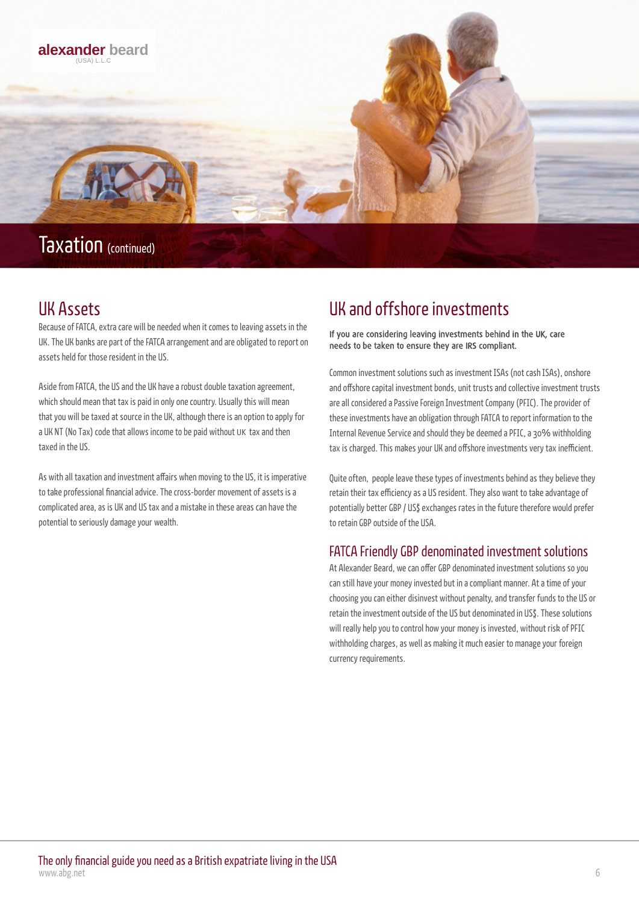# Taxation (continued)

## UK Assets

Because of FATCA, extra care will be needed when it comes to leaving assets in the UK. The UK banks are part of the FATCA arrangement and are obligated to report on assets held for those resident in the US.

Aside from FATCA, the US and the UK have a robust double taxation agreement, which should mean that tax is paid in only one country. Usually this will mean that you will be taxed at source in the UK, although there is an option to apply for a UK NT (No Tax) code that allows income to be paid without UK tax and then taxed in the US.

As with all taxation and investment affairs when moving to the US, it is imperative to take professional financial advice. The cross-border movement of assets is a complicated area, as is UK and US tax and a mistake in these areas can have the potential to seriously damage your wealth.

## UK and offshore investments

**If you are considering leaving investments behind in the UK, care needs to be taken to ensure they are IRS compliant.**

Common investment solutions such as investment ISAs (not cash ISAs), onshore and offshore capital investment bonds, unit trusts and collective investment trusts are all considered a Passive Foreign Investment Company (PFIC). The provider of these investments have an obligation through FATCA to report information to the Internal Revenue Service and should they be deemed a PFIC, a 30% withholding tax is charged. This makes your UK and offshore investments very tax inefficient.

Quite often, people leave these types of investments behind as they believe they retain their tax efficiency as a US resident. They also want to take advantage of potentially better GBP / US$ exchanges rates in the future therefore would prefer to retain GBP outside of the USA.

### FATCA Friendly GBP denominated investment solutions

At Alexander Beard, we can offer GBP denominated investment solutions so you can still have your money invested but in a compliant manner. At a time of your choosing you can either disinvest without penalty, and transfer funds to the US or retain the investment outside of the US but denominated in US$. These solutions will really help you to control how your money is invested, without risk of PFIC withholding charges, as well as making it much easier to manage your foreign currency requirements.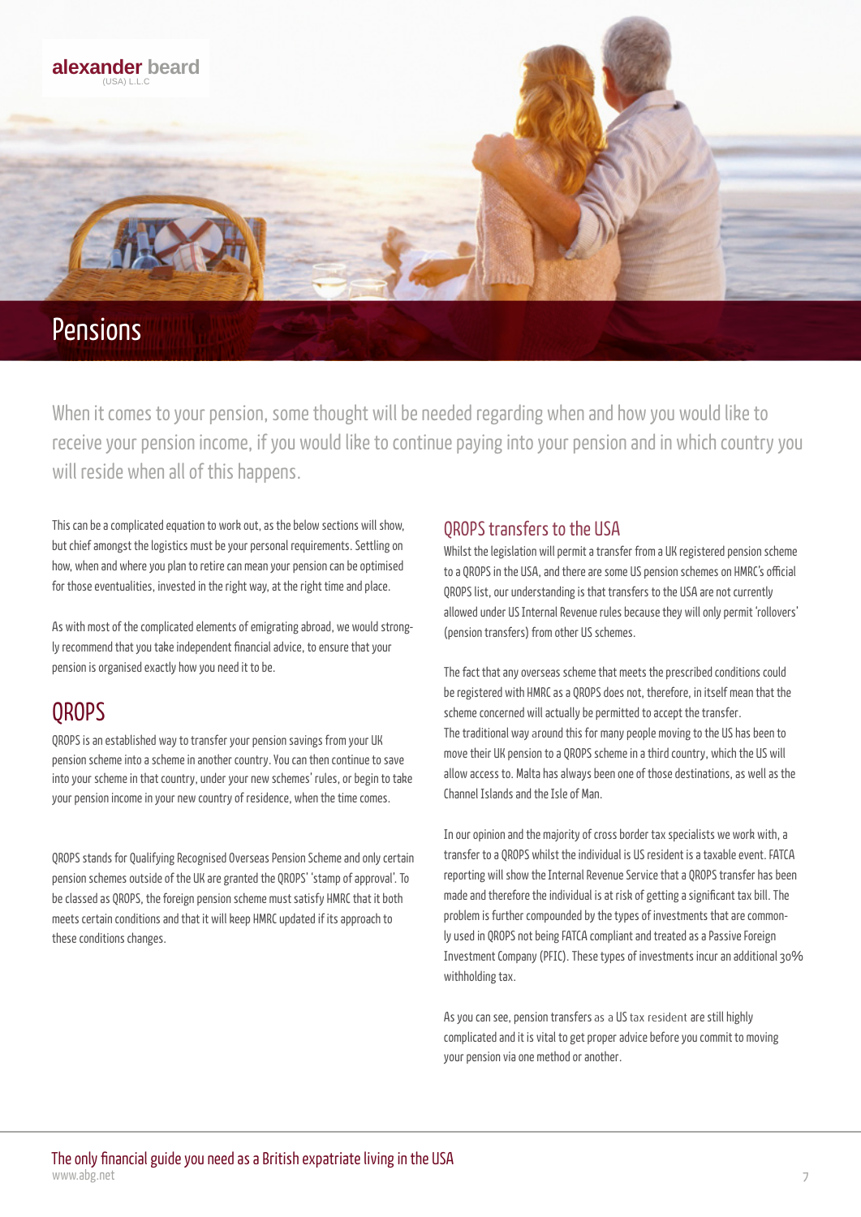# Pensions

When it comes to your pension, some thought will be needed regarding when and how you would like to receive your pension income, if you would like to continue paying into your pension and in which country you will reside when all of this happens.

This can be a complicated equation to work out, as the below sections will show, but chief amongst the logistics must be your personal requirements. Settling on how, when and where you plan to retire can mean your pension can be optimised for those eventualities, invested in the right way, at the right time and place.

As with most of the complicated elements of emigrating abroad, we would strongly recommend that you take independent financial advice, to ensure that your pension is organised exactly how you need it to be.

## QROPS

QROPS is an established way to transfer your pension savings from your UK pension scheme into a scheme in another country. You can then continue to save into your scheme in that country, under your new schemes' rules, or begin to take your pension income in your new country of residence, when the time comes.

QROPS stands for Qualifying Recognised Overseas Pension Scheme and only certain pension schemes outside of the UK are granted the QROPS' 'stamp of approval'. To be classed as QROPS, the foreign pension scheme must satisfy HMRC that it both meets certain conditions and that it will keep HMRC updated if its approach to these conditions changes.

### QROPS transfers to the USA

Whilst the legislation will permit a transfer from a UK registered pension scheme to a QROPS in the USA, and there are some US pension schemes on HMRC's official QROPS list, our understanding is that transfers to the USA are not currently allowed under US Internal Revenue rules because they will only permit 'rollovers' (pension transfers) from other US schemes.

The fact that any overseas scheme that meets the prescribed conditions could be registered with HMRC as a QROPS does not, therefore, in itself mean that the scheme concerned will actually be permitted to accept the transfer.
The traditional way around this for many people moving to the US has been to move their UK pension to a QROPS scheme in a third country, which the US will allow access to. Malta has always been one of those destinations, as well as the Channel Islands and the Isle of Man.

In our opinion and the majority of cross border tax specialists we work with, a transfer to a QROPS whilst the individual is US resident is a taxable event. FATCA reporting will show the Internal Revenue Service that a QROPS transfer has been made and therefore the individual is at risk of getting a significant tax bill. The problem is further compounded by the types of investments that are commonly used in QROPS not being FATCA compliant and treated as a Passive Foreign Investment Company (PFIC). These types of investments incur an additional 30% withholding tax.

As you can see, pension transfers as a US tax resident are still highly complicated and it is vital to get proper advice before you commit to moving your pension via one method or another.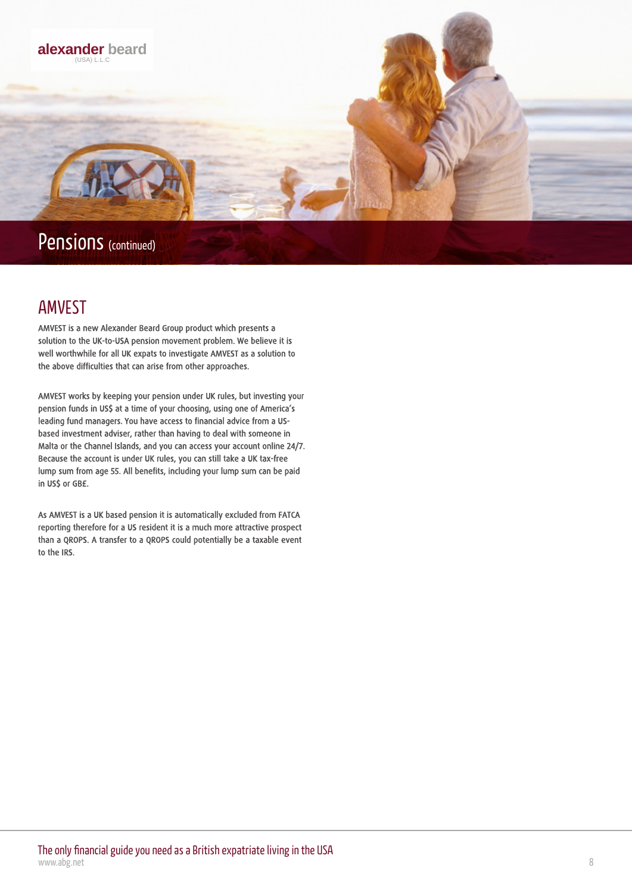# Pensions (continued)

## AMVEST

AMVEST is a new Alexander Beard Group product which presents a solution to the UK-to-USA pension movement problem. We believe it is well worthwhile for all UK expats to investigate AMVEST as a solution to the above difficulties that can arise from other approaches.

AMVEST works by keeping your pension under UK rules, but investing your pension funds in US$ at a time of your choosing, using one of America's leading fund managers. You have access to financial advice from a US-based investment adviser, rather than having to deal with someone in Malta or the Channel Islands, and you can access your account online 24/7. Because the account is under UK rules, you can still take a UK tax-free lump sum from age 55. All benefits, including your lump sum can be paid in US$ or GB£.

As AMVEST is a UK based pension it is automatically excluded from FATCA reporting therefore for a US resident it is a much more attractive prospect than a QROPS. A transfer to a QROPS could potentially be a taxable event to the IRS.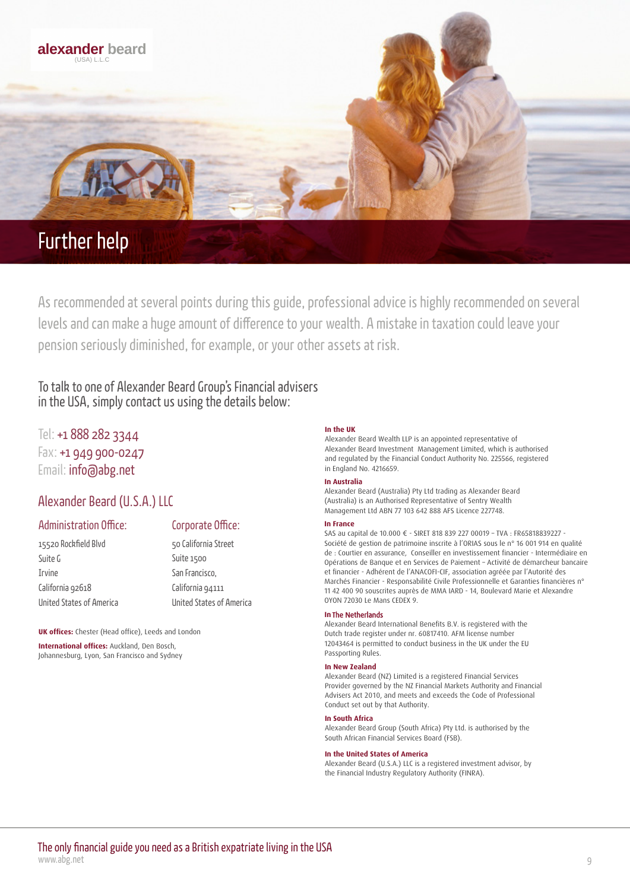alexander beard
(USA) L.L.C

# Further help

As recommended at several points during this guide, professional advice is highly recommended on several levels and can make a huge amount of difference to your wealth. A mistake in taxation could leave your pension seriously diminished, for example, or your other assets at risk.

To talk to one of Alexander Beard Group's Financial advisers in the USA, simply contact us using the details below:

Tel: +1 888 282 3344
Fax: +1 949 900-0247
Email: info@abg.net

## Alexander Beard (U.S.A.) LLC

### Administration Office:

15520 Rockfield Blvd
Suite G
Irvine
California 92618
United States of America

### Corporate Office:

50 California Street
Suite 1500
San Francisco,
California 94111
United States of America

**UK offices:** Chester (Head office), Leeds and London

**International offices:** Auckland, Den Bosch, Johannesburg, Lyon, San Francisco and Sydney

**In the UK**
Alexander Beard Wealth LLP is an appointed representative of Alexander Beard Investment Management Limited, which is authorised and regulated by the Financial Conduct Authority No. 225566, registered in England No. 4216659.

**In Australia**
Alexander Beard (Australia) Pty Ltd trading as Alexander Beard (Australia) is an Authorised Representative of Sentry Wealth Management Ltd ABN 77 103 642 888 AFS Licence 227748.

**In France**
SAS au capital de 10.000 € - SIRET 818 839 227 00019 – TVA : FR65818839227 - Société de gestion de patrimoine inscrite à l'ORIAS sous le n° 16 001 914 en qualité de : Courtier en assurance, Conseiller en investissement financier - Intermédiaire en Opérations de Banque et en Services de Paiement – Activité de démarcheur bancaire et financier - Adhérent de l'ANACOFI-CIF, association agréée par l'Autorité des Marchés Financier - Responsabilité Civile Professionnelle et Garanties financières n° 11 42 400 90 souscrites auprès de MMA IARD - 14, Boulevard Marie et Alexandre OYON 72030 Le Mans CEDEX 9.

**In The Netherlands**
Alexander Beard International Benefits B.V. is registered with the Dutch trade register under nr. 60817410. AFM license number 12043464 is permitted to conduct business in the UK under the EU Passporting Rules.

**In New Zealand**
Alexander Beard (NZ) Limited is a registered Financial Services Provider governed by the NZ Financial Markets Authority and Financial Advisers Act 2010, and meets and exceeds the Code of Professional Conduct set out by that Authority.

**In South Africa**
Alexander Beard Group (South Africa) Pty Ltd. is authorised by the South African Financial Services Board (FSB).

**In the United States of America**
Alexander Beard (U.S.A.) LLC is a registered investment advisor, by the Financial Industry Regulatory Authority (FINRA).